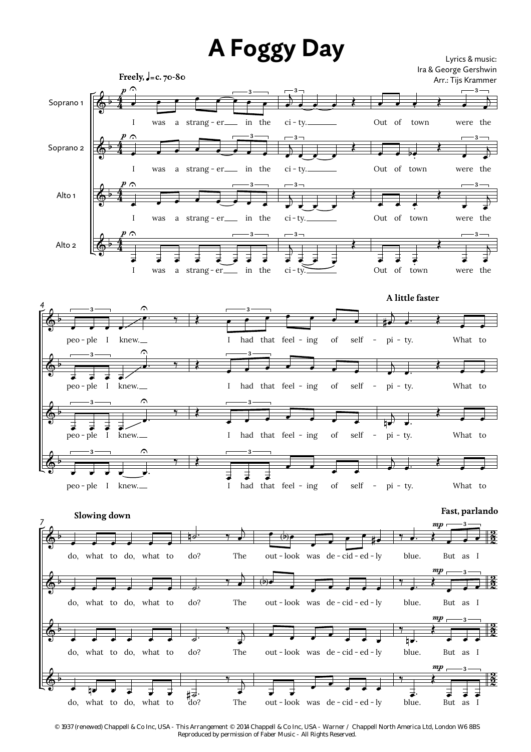# A Foggy Day

Lyrics & music:
Ira & George Gershwin
Arr.: Tijs Krammer

**Freely, ♩=c. 70-80**

Soprano 1, Soprano 2, Alto 1, Alto 2

I was a strang - er ___ in the ci - ty. ___ Out of town were the peo - ple I knew. ___ I had that feel - ing of self - pi - ty.

**A little faster**

What to do, what to do, what to do?

**Slowing down**

The out - look was de - cid - ed - ly blue.

**Fast, parlando**

But as I

© 1937 (renewed) Chappell & Co Inc, USA - This Arrangement © 2014 Chappell & Co Inc, USA - Warner / Chappell North America Ltd, London W6 8BS
Reproduced by permission of Faber Music - All Rights Reserved.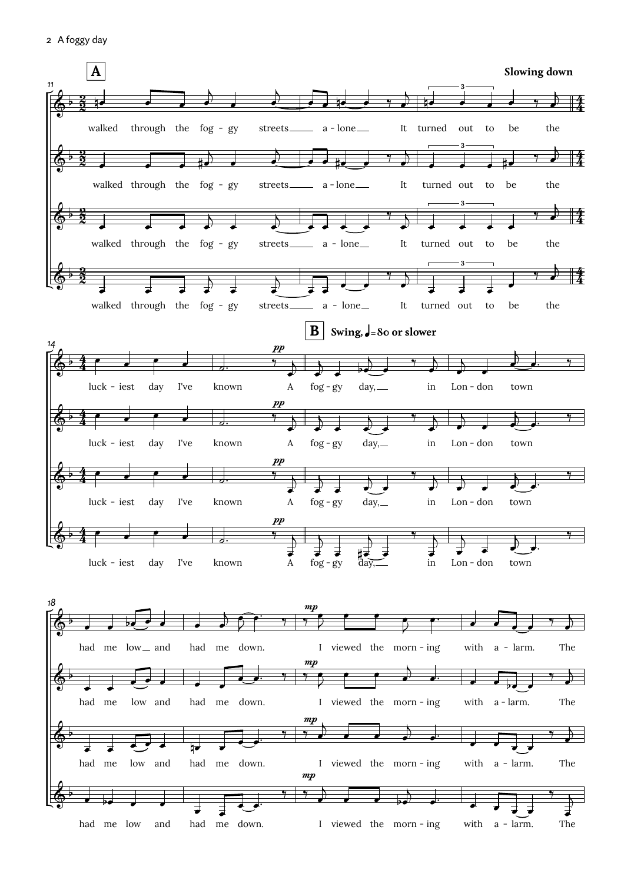**A**

**Slowing down**

walked through the fog - gy streets a - lone It turned out to be the

luck - iest day I've known A

**B** **Swing, ♩= 80 or slower**

*pp*

fog - gy day, in Lon - don town

had me low and had me down.

*mp*

I viewed the morn - ing with a - larm. The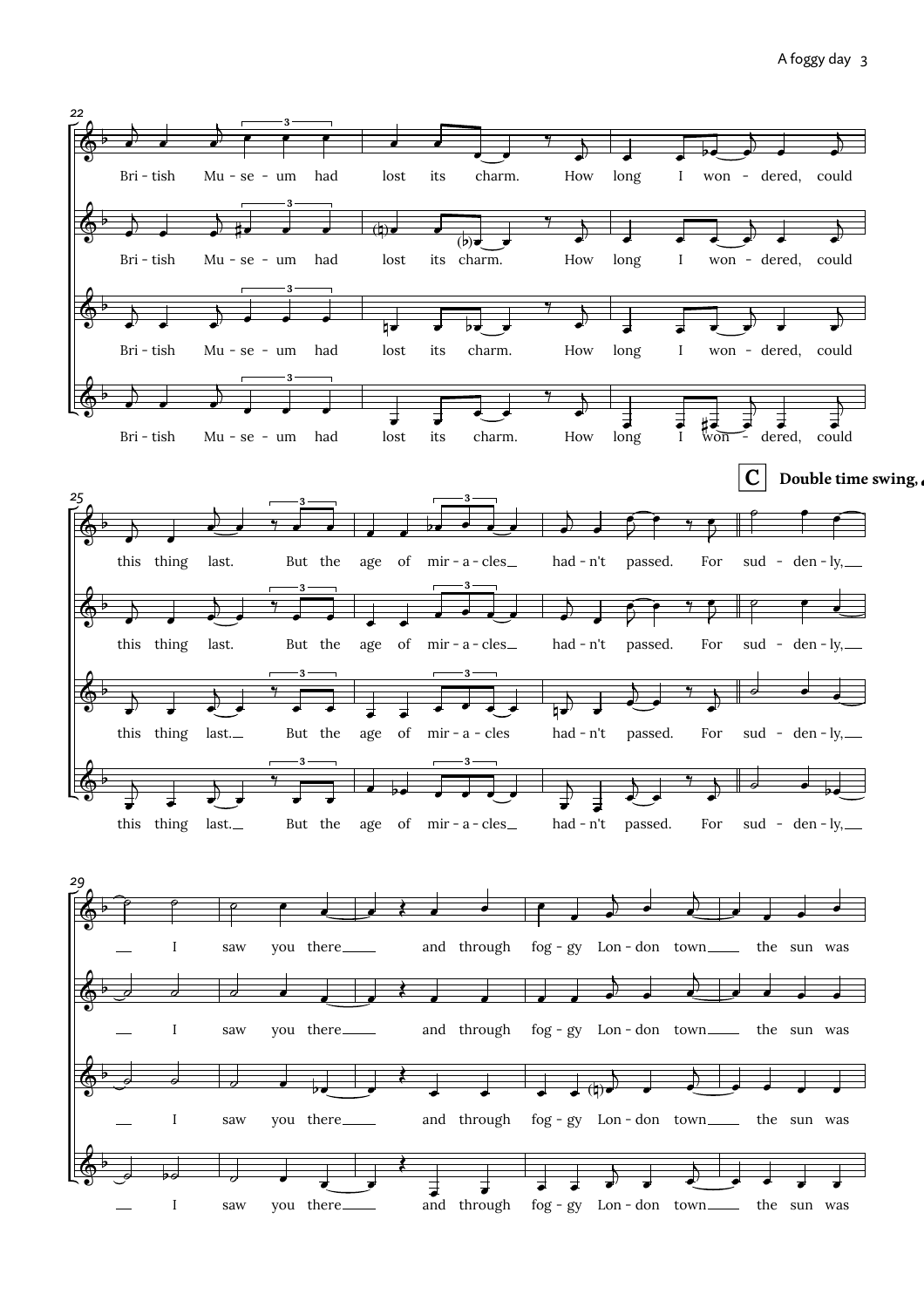**C** **Double time swing,**

Bri - tish Mu - se - um had lost its charm. How long I won - dered, could

this thing last. But the age of mir - a - cles had - n't passed. For sud - den - ly,

I saw you there and through fog - gy Lon - don town the sun was